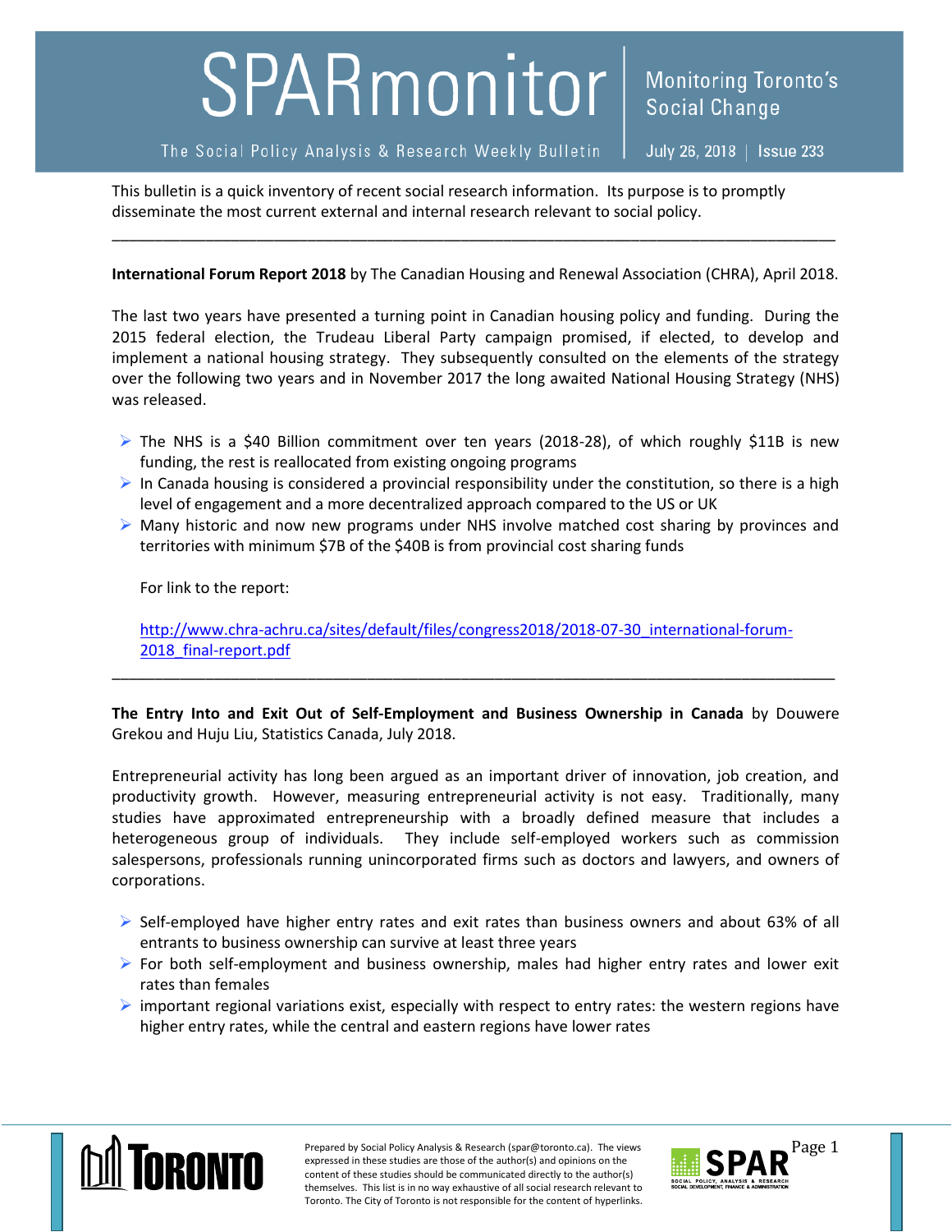# SPARmonitor

**Monitoring Toronto's Social Change**

The Social Policy Analysis & Research Weekly Bulletin | July 26, 2018 | Issue 233

This bulletin is a quick inventory of recent social research information. Its purpose is to promptly disseminate the most current external and internal research relevant to social policy.

---

**International Forum Report 2018** by The Canadian Housing and Renewal Association (CHRA), April 2018.

The last two years have presented a turning point in Canadian housing policy and funding. During the 2015 federal election, the Trudeau Liberal Party campaign promised, if elected, to develop and implement a national housing strategy. They subsequently consulted on the elements of the strategy over the following two years and in November 2017 the long awaited National Housing Strategy (NHS) was released.

- The NHS is a $40 Billion commitment over ten years (2018-28), of which roughly $11B is new funding, the rest is reallocated from existing ongoing programs
- In Canada housing is considered a provincial responsibility under the constitution, so there is a high level of engagement and a more decentralized approach compared to the US or UK
- Many historic and now new programs under NHS involve matched cost sharing by provinces and territories with minimum $7B of the $40B is from provincial cost sharing funds

For link to the report:

http://www.chra-achru.ca/sites/default/files/congress2018/2018-07-30_international-forum-2018_final-report.pdf

---

**The Entry Into and Exit Out of Self-Employment and Business Ownership in Canada** by Douwere Grekou and Huju Liu, Statistics Canada, July 2018.

Entrepreneurial activity has long been argued as an important driver of innovation, job creation, and productivity growth. However, measuring entrepreneurial activity is not easy. Traditionally, many studies have approximated entrepreneurship with a broadly defined measure that includes a heterogeneous group of individuals. They include self-employed workers such as commission salespersons, professionals running unincorporated firms such as doctors and lawyers, and owners of corporations.

- Self-employed have higher entry rates and exit rates than business owners and about 63% of all entrants to business ownership can survive at least three years
- For both self-employment and business ownership, males had higher entry rates and lower exit rates than females
- important regional variations exist, especially with respect to entry rates: the western regions have higher entry rates, while the central and eastern regions have lower rates

Prepared by Social Policy Analysis & Research (spar@toronto.ca). The views expressed in these studies are those of the author(s) and opinions on the content of these studies should be communicated directly to the author(s) themselves. This list is in no way exhaustive of all social research relevant to Toronto. The City of Toronto is not responsible for the content of hyperlinks.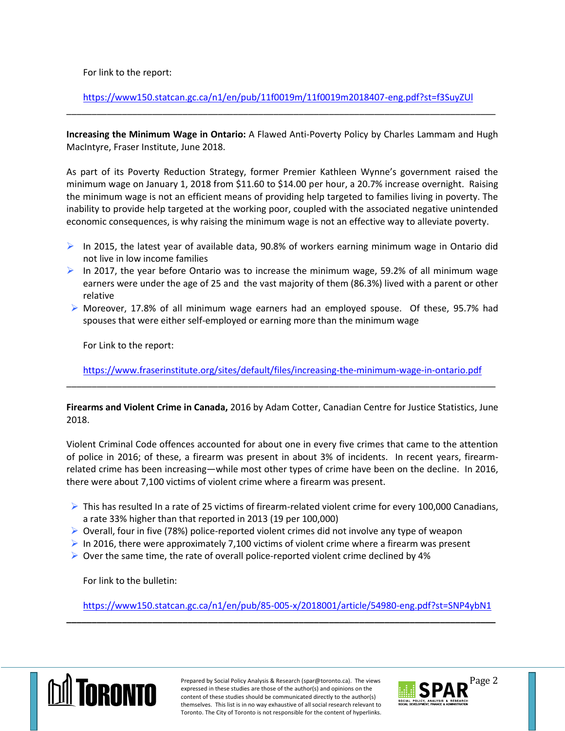For link to the report:

https://www150.statcan.gc.ca/n1/en/pub/11f0019m/11f0019m2018407-eng.pdf?st=f3SuyZUl

---

**Increasing the Minimum Wage in Ontario:** A Flawed Anti-Poverty Policy by Charles Lammam and Hugh MacIntyre, Fraser Institute, June 2018.

As part of its Poverty Reduction Strategy, former Premier Kathleen Wynne's government raised the minimum wage on January 1, 2018 from $11.60 to $14.00 per hour, a 20.7% increase overnight. Raising the minimum wage is not an efficient means of providing help targeted to families living in poverty. The inability to provide help targeted at the working poor, coupled with the associated negative unintended economic consequences, is why raising the minimum wage is not an effective way to alleviate poverty.

- In 2015, the latest year of available data, 90.8% of workers earning minimum wage in Ontario did not live in low income families
- In 2017, the year before Ontario was to increase the minimum wage, 59.2% of all minimum wage earners were under the age of 25 and the vast majority of them (86.3%) lived with a parent or other relative
- Moreover, 17.8% of all minimum wage earners had an employed spouse. Of these, 95.7% had spouses that were either self-employed or earning more than the minimum wage

For Link to the report:

https://www.fraserinstitute.org/sites/default/files/increasing-the-minimum-wage-in-ontario.pdf

---

**Firearms and Violent Crime in Canada,** 2016 by Adam Cotter, Canadian Centre for Justice Statistics, June 2018.

Violent Criminal Code offences accounted for about one in every five crimes that came to the attention of police in 2016; of these, a firearm was present in about 3% of incidents. In recent years, firearm-related crime has been increasing—while most other types of crime have been on the decline. In 2016, there were about 7,100 victims of violent crime where a firearm was present.

- This has resulted In a rate of 25 victims of firearm-related violent crime for every 100,000 Canadians, a rate 33% higher than that reported in 2013 (19 per 100,000)
- Overall, four in five (78%) police-reported violent crimes did not involve any type of weapon
- In 2016, there were approximately 7,100 victims of violent crime where a firearm was present
- Over the same time, the rate of overall police-reported violent crime declined by 4%

For link to the bulletin:

https://www150.statcan.gc.ca/n1/en/pub/85-005-x/2018001/article/54980-eng.pdf?st=SNP4ybN1

---

Prepared by Social Policy Analysis & Research (spar@toronto.ca). The views expressed in these studies are those of the author(s) and opinions on the content of these studies should be communicated directly to the author(s) themselves. This list is in no way exhaustive of all social research relevant to Toronto. The City of Toronto is not responsible for the content of hyperlinks.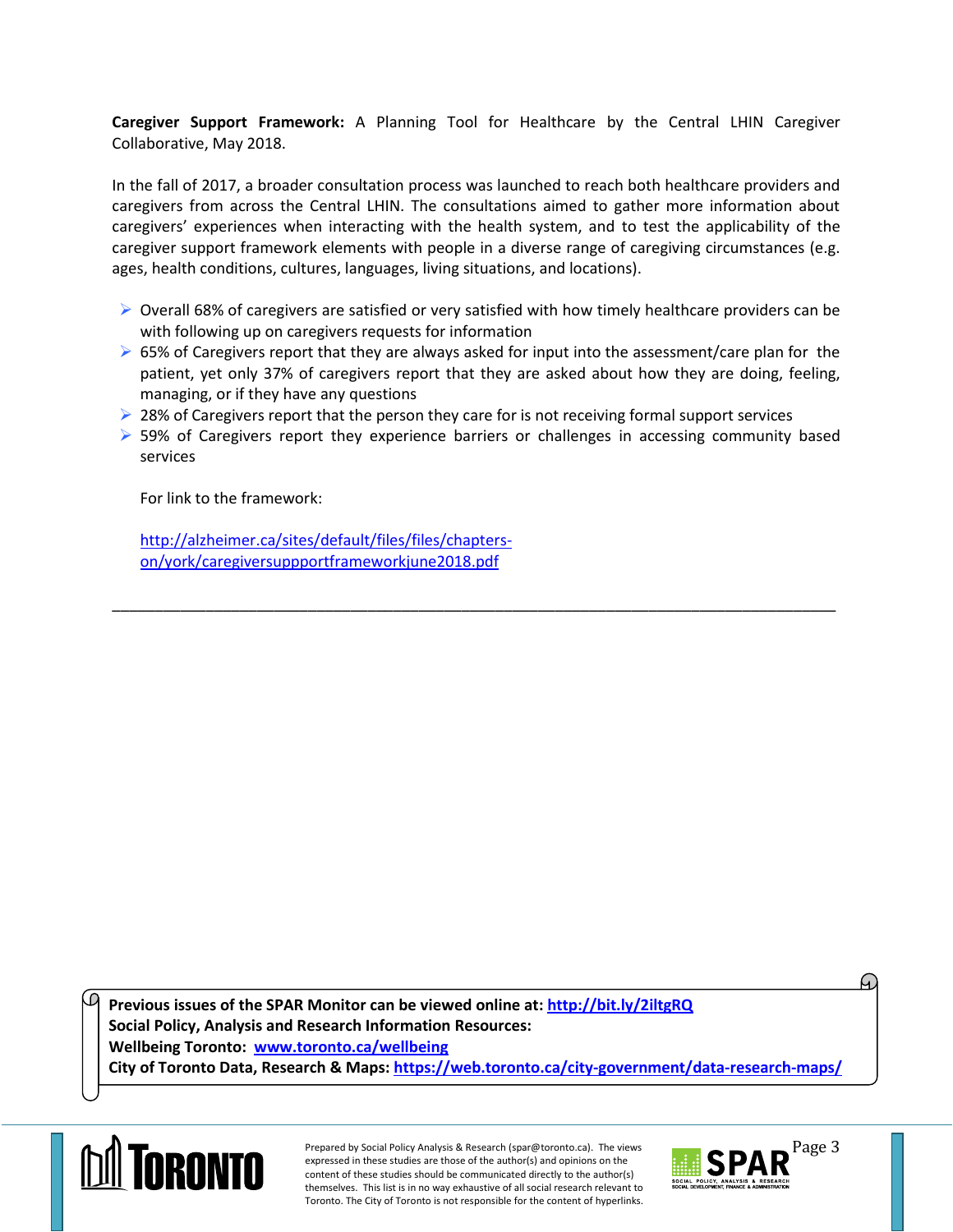**Caregiver Support Framework:** A Planning Tool for Healthcare by the Central LHIN Caregiver Collaborative, May 2018.

In the fall of 2017, a broader consultation process was launched to reach both healthcare providers and caregivers from across the Central LHIN. The consultations aimed to gather more information about caregivers' experiences when interacting with the health system, and to test the applicability of the caregiver support framework elements with people in a diverse range of caregiving circumstances (e.g. ages, health conditions, cultures, languages, living situations, and locations).

- Overall 68% of caregivers are satisfied or very satisfied with how timely healthcare providers can be with following up on caregivers requests for information
- 65% of Caregivers report that they are always asked for input into the assessment/care plan for the patient, yet only 37% of caregivers report that they are asked about how they are doing, feeling, managing, or if they have any questions
- 28% of Caregivers report that the person they care for is not receiving formal support services
- 59% of Caregivers report they experience barriers or challenges in accessing community based services

For link to the framework:

http://alzheimer.ca/sites/default/files/files/chapters-on/york/caregiversuppportframeworkjune2018.pdf

---

**Previous issues of the SPAR Monitor can be viewed online at: http://bit.ly/2iltgRQ**
**Social Policy, Analysis and Research Information Resources:**
**Wellbeing Toronto: www.toronto.ca/wellbeing**
**City of Toronto Data, Research & Maps: https://web.toronto.ca/city-government/data-research-maps/**

Prepared by Social Policy Analysis & Research (spar@toronto.ca). The views expressed in these studies are those of the author(s) and opinions on the content of these studies should be communicated directly to the author(s) themselves. This list is in no way exhaustive of all social research relevant to Toronto. The City of Toronto is not responsible for the content of hyperlinks.